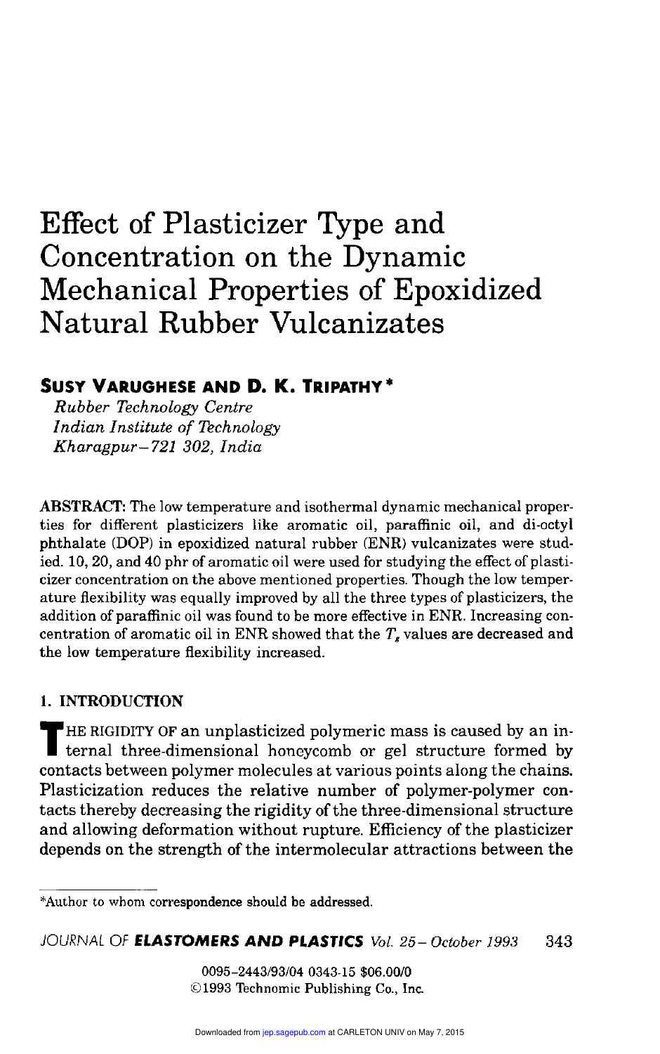# Effect of Plasticizer Type and Concentration on the Dynamic Mechanical Properties of Epoxidized Natural Rubber Vulcanizates

## SUSY VARUGHESE AND D. K. TRIPATHY*

*Rubber Technology Centre*
*Indian Institute of Technology*
*Kharagpur–721 302, India*

**ABSTRACT:** The low temperature and isothermal dynamic mechanical properties for different plasticizers like aromatic oil, paraffinic oil, and di-octyl phthalate (DOP) in epoxidized natural rubber (ENR) vulcanizates were studied. 10, 20, and 40 phr of aromatic oil were used for studying the effect of plasticizer concentration on the above mentioned properties. Though the low temperature flexibility was equally improved by all the three types of plasticizers, the addition of paraffinic oil was found to be more effective in ENR. Increasing concentration of aromatic oil in ENR showed that the $T_g$ values are decreased and the low temperature flexibility increased.

## 1. INTRODUCTION

THE RIGIDITY OF an unplasticized polymeric mass is caused by an internal three-dimensional honeycomb or gel structure formed by contacts between polymer molecules at various points along the chains. Plasticization reduces the relative number of polymer-polymer contacts thereby decreasing the rigidity of the three-dimensional structure and allowing deformation without rupture. Efficiency of the plasticizer depends on the strength of the intermolecular attractions between the

*Author to whom correspondence should be addressed.

0095-2443/93/04 0343-15 $06.00/0
©1993 Technomic Publishing Co., Inc.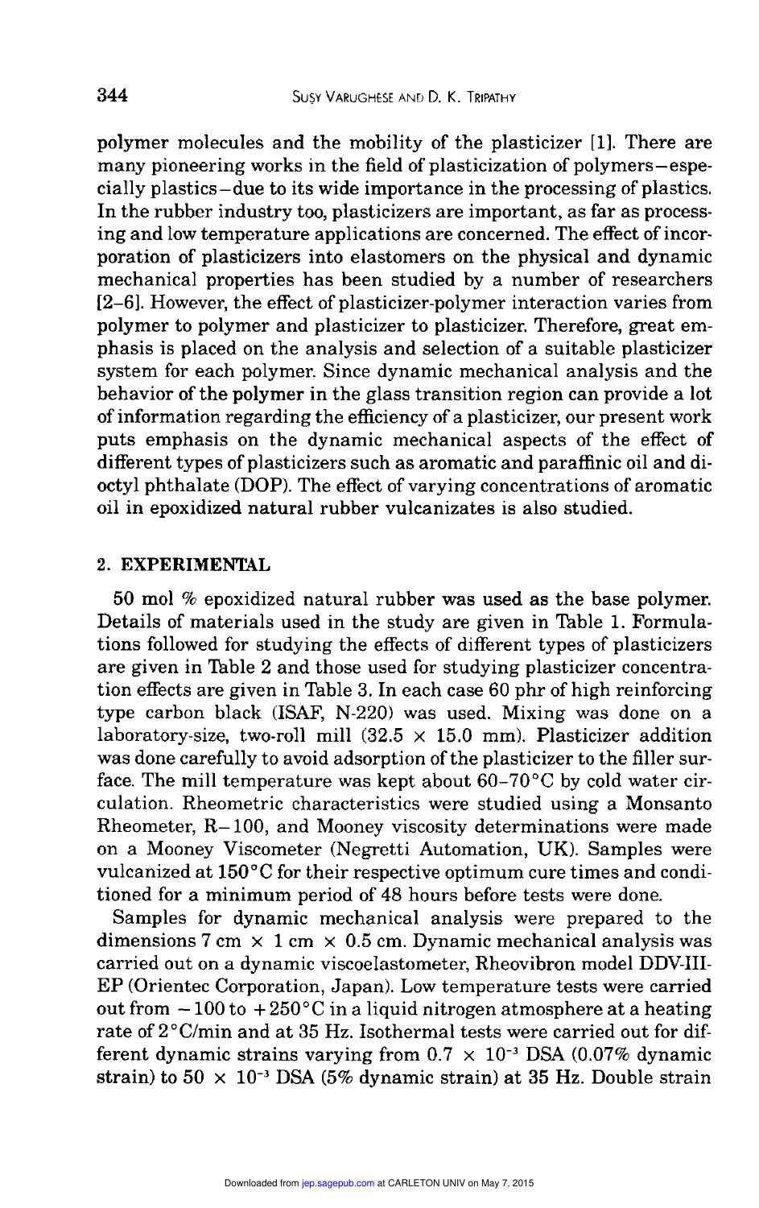polymer molecules and the mobility of the plasticizer [1]. There are many pioneering works in the field of plasticization of polymers—especially plastics—due to its wide importance in the processing of plastics. In the rubber industry too, plasticizers are important, as far as processing and low temperature applications are concerned. The effect of incorporation of plasticizers into elastomers on the physical and dynamic mechanical properties has been studied by a number of researchers [2–6]. However, the effect of plasticizer-polymer interaction varies from polymer to polymer and plasticizer to plasticizer. Therefore, great emphasis is placed on the analysis and selection of a suitable plasticizer system for each polymer. Since dynamic mechanical analysis and the behavior of the polymer in the glass transition region can provide a lot of information regarding the efficiency of a plasticizer, our present work puts emphasis on the dynamic mechanical aspects of the effect of different types of plasticizers such as aromatic and paraffinic oil and dioctyl phthalate (DOP). The effect of varying concentrations of aromatic oil in epoxidized natural rubber vulcanizates is also studied.

## 2. EXPERIMENTAL

50 mol % epoxidized natural rubber was used as the base polymer. Details of materials used in the study are given in Table 1. Formulations followed for studying the effects of different types of plasticizers are given in Table 2 and those used for studying plasticizer concentration effects are given in Table 3. In each case 60 phr of high reinforcing type carbon black (ISAF, N-220) was used. Mixing was done on a laboratory-size, two-roll mill ($32.5 \times 15.0$ mm). Plasticizer addition was done carefully to avoid adsorption of the plasticizer to the filler surface. The mill temperature was kept about 60–70°C by cold water circulation. Rheometric characteristics were studied using a Monsanto Rheometer, R–100, and Mooney viscosity determinations were made on a Mooney Viscometer (Negretti Automation, UK). Samples were vulcanized at 150°C for their respective optimum cure times and conditioned for a minimum period of 48 hours before tests were done.

Samples for dynamic mechanical analysis were prepared to the dimensions 7 cm $\times$ 1 cm $\times$ 0.5 cm. Dynamic mechanical analysis was carried out on a dynamic viscoelastometer, Rheovibron model DDV-III-EP (Orientec Corporation, Japan). Low temperature tests were carried out from $-100$ to $+250$°C in a liquid nitrogen atmosphere at a heating rate of 2°C/min and at 35 Hz. Isothermal tests were carried out for different dynamic strains varying from $0.7 \times 10^{-3}$ DSA (0.07% dynamic strain) to $50 \times 10^{-3}$ DSA (5% dynamic strain) at 35 Hz. Double strain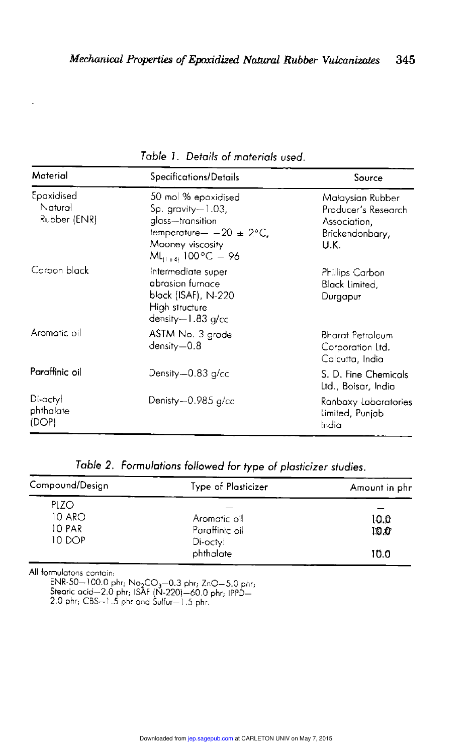Table 1. Details of materials used.

| Material | Specifications/Details | Source |
|---|---|---|
| Epoxidised Natural Rubber (ENR) | 50 mol % epoxidised Sp. gravity—1.03, glass–transition temperature— $-20 \pm 2$°C, Mooney viscosity $ML_{(1+4)}$ 100°C – 96 | Malaysian Rubber Producer's Research Association, Brickendonbary, U.K. |
| Carbon black | Intermediate super abrasion furnace black (ISAF), N-220 High structure density—1.83 g/cc | Phillips Carbon Black Limited, Durgapur |
| Aromatic oil | ASTM No. 3 grade density—0.8 | Bharat Petroleum Corporation Ltd. Calcutta, India |
| Paraffinic oil | Density—0.83 g/cc | S. D. Fine Chemicals Ltd., Boisar, India |
| Di-octyl phthalate (DOP) | Denisty—0.985 g/cc | Ranbaxy Laboratories Limited, Punjab India |

Table 2. Formulations followed for type of plasticizer studies.

| Compound/Design | Type of Plasticizer | Amount in phr |
|---|---|---|
| PLZO | — | — |
| 10 ARO | Aromatic oil | 10.0 |
| 10 PAR | Paraffinic oil | 10.0 |
| 10 DOP | Di-octyl phthalate | 10.0 |

All formulatons contain:
ENR-50—100.0 phr; $Na_2CO_3$—0.3 phr; ZnO—5.0 phr; Stearic acid—2.0 phr; ISAF (N-220)—60.0 phr; IPPD—2.0 phr; CBS—1.5 phr and Sulfur—1.5 phr.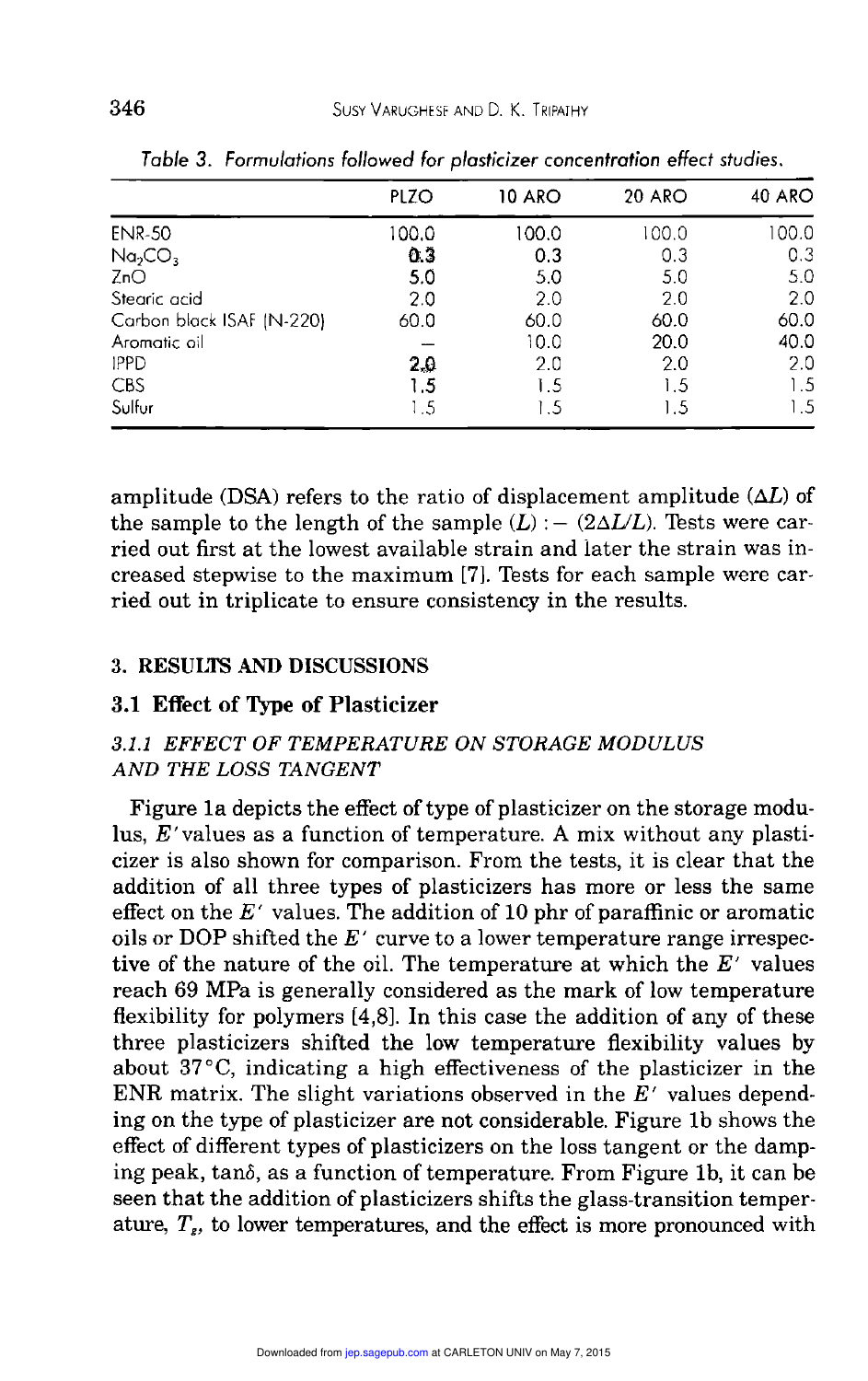*Table 3. Formulations followed for plasticizer concentration effect studies.*

| | PLZO | 10 ARO | 20 ARO | 40 ARO |
|---|---|---|---|---|
| ENR-50 | 100.0 | 100.0 | 100.0 | 100.0 |
| $Na_2CO_3$ | 0.3 | 0.3 | 0.3 | 0.3 |
| ZnO | 5.0 | 5.0 | 5.0 | 5.0 |
| Stearic acid | 2.0 | 2.0 | 2.0 | 2.0 |
| Carbon black ISAF (N-220) | 60.0 | 60.0 | 60.0 | 60.0 |
| Aromatic oil | — | 10.0 | 20.0 | 40.0 |
| IPPD | 2.0 | 2.0 | 2.0 | 2.0 |
| CBS | 1.5 | 1.5 | 1.5 | 1.5 |
| Sulfur | 1.5 | 1.5 | 1.5 | 1.5 |

amplitude (DSA) refers to the ratio of displacement amplitude ($\Delta L$) of the sample to the length of the sample ($L$) : $-$ ($2\Delta L/L$). Tests were carried out first at the lowest available strain and later the strain was increased stepwise to the maximum [7]. Tests for each sample were carried out in triplicate to ensure consistency in the results.

## 3. RESULTS AND DISCUSSIONS

### 3.1 Effect of Type of Plasticizer

#### 3.1.1 *EFFECT OF TEMPERATURE ON STORAGE MODULUS AND THE LOSS TANGENT*

Figure 1a depicts the effect of type of plasticizer on the storage modulus, $E'$ values as a function of temperature. A mix without any plasticizer is also shown for comparison. From the tests, it is clear that the addition of all three types of plasticizers has more or less the same effect on the $E'$ values. The addition of 10 phr of paraffinic or aromatic oils or DOP shifted the $E'$ curve to a lower temperature range irrespective of the nature of the oil. The temperature at which the $E'$ values reach 69 MPa is generally considered as the mark of low temperature flexibility for polymers [4,8]. In this case the addition of any of these three plasticizers shifted the low temperature flexibility values by about 37°C, indicating a high effectiveness of the plasticizer in the ENR matrix. The slight variations observed in the $E'$ values depending on the type of plasticizer are not considerable. Figure 1b shows the effect of different types of plasticizers on the loss tangent or the damping peak, $\tan\delta$, as a function of temperature. From Figure 1b, it can be seen that the addition of plasticizers shifts the glass-transition temperature, $T_g$, to lower temperatures, and the effect is more pronounced with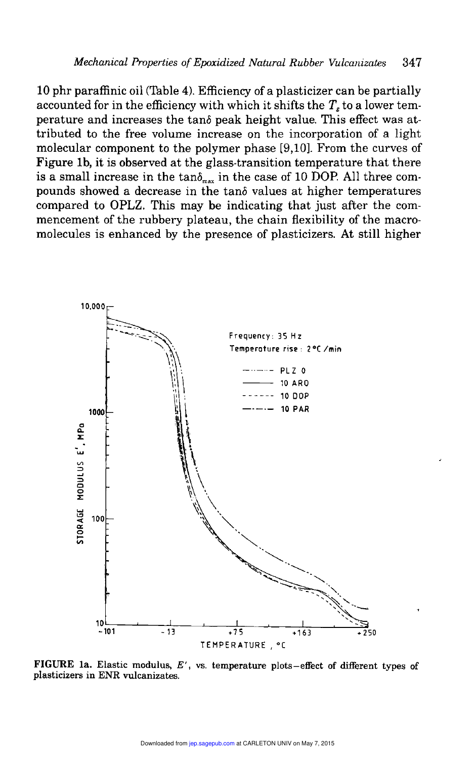10 phr paraffinic oil (Table 4). Efficiency of a plasticizer can be partially accounted for in the efficiency with which it shifts the $T_g$ to a lower temperature and increases the tan$\delta$ peak height value. This effect was attributed to the free volume increase on the incorporation of a light molecular component to the polymer phase [9,10]. From the curves of Figure 1b, it is observed at the glass-transition temperature that there is a small increase in the tan$\delta_{max}$ in the case of 10 DOP. All three compounds showed a decrease in the tan$\delta$ values at higher temperatures compared to OPLZ. This may be indicating that just after the commencement of the rubbery plateau, the chain flexibility of the macromolecules is enhanced by the presence of plasticizers. At still higher

**FIGURE 1a.** Elastic modulus, $E'$, vs. temperature plots—effect of different types of plasticizers in ENR vulcanizates.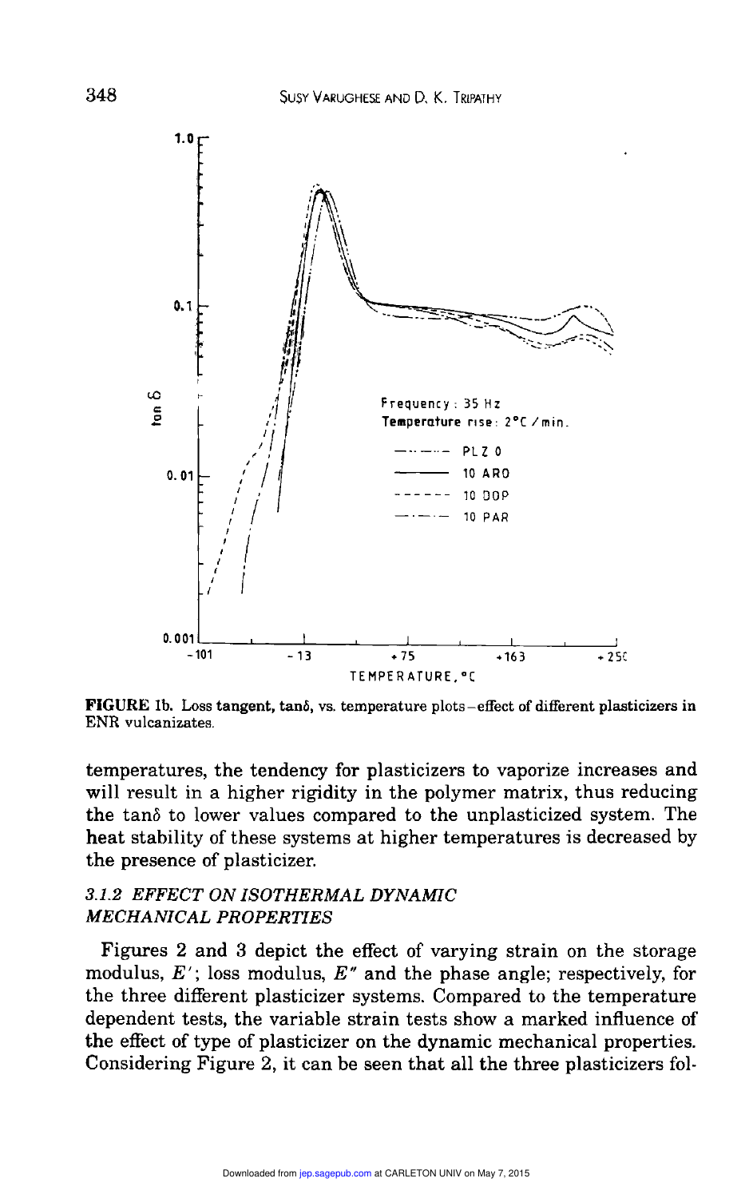FIGURE 1b. Loss tangent, $\tan\delta$, vs. temperature plots–effect of different plasticizers in ENR vulcanizates.

temperatures, the tendency for plasticizers to vaporize increases and will result in a higher rigidity in the polymer matrix, thus reducing the $\tan\delta$ to lower values compared to the unplasticized system. The heat stability of these systems at higher temperatures is decreased by the presence of plasticizer.

### *3.1.2 EFFECT ON ISOTHERMAL DYNAMIC MECHANICAL PROPERTIES*

Figures 2 and 3 depict the effect of varying strain on the storage modulus, $E'$; loss modulus, $E''$ and the phase angle; respectively, for the three different plasticizer systems. Compared to the temperature dependent tests, the variable strain tests show a marked influence of the effect of type of plasticizer on the dynamic mechanical properties. Considering Figure 2, it can be seen that all the three plasticizers fol-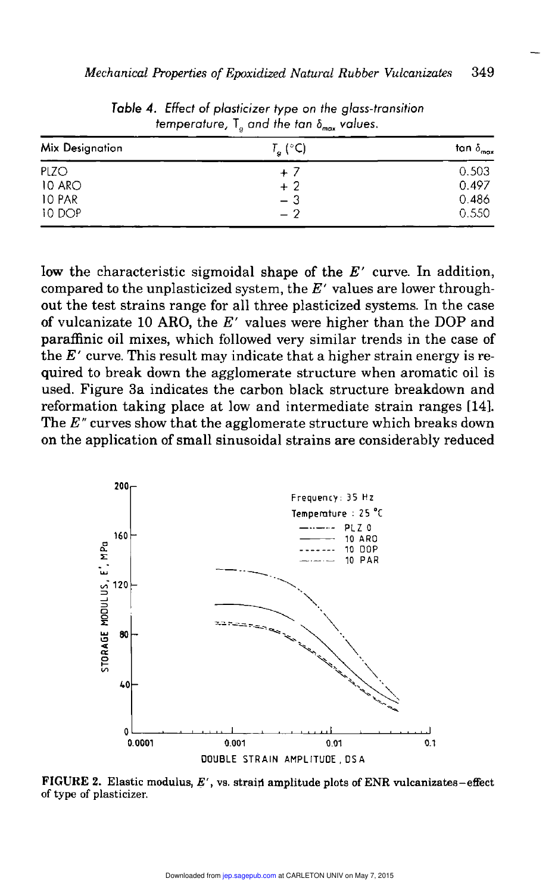Table 4. Effect of plasticizer type on the glass-transition temperature, $T_g$ and the $\tan \delta_{max}$ values.

| Mix Designation | $T_g$ (°C) | $\tan \delta_{max}$ |
|---|---|---|
| PLZO | + 7 | 0.503 |
| 10 ARO | + 2 | 0.497 |
| 10 PAR | − 3 | 0.486 |
| 10 DOP | − 2 | 0.550 |

low the characteristic sigmoidal shape of the $E'$ curve. In addition, compared to the unplasticized system, the $E'$ values are lower throughout the test strains range for all three plasticized systems. In the case of vulcanizate 10 ARO, the $E'$ values were higher than the DOP and paraffinic oil mixes, which followed very similar trends in the case of the $E'$ curve. This result may indicate that a higher strain energy is required to break down the agglomerate structure when aromatic oil is used. Figure 3a indicates the carbon black structure breakdown and reformation taking place at low and intermediate strain ranges [14]. The $E''$ curves show that the agglomerate structure which breaks down on the application of small sinusoidal strains are considerably reduced

**FIGURE 2.** Elastic modulus, $E'$, vs. strain amplitude plots of ENR vulcanizates—effect of type of plasticizer.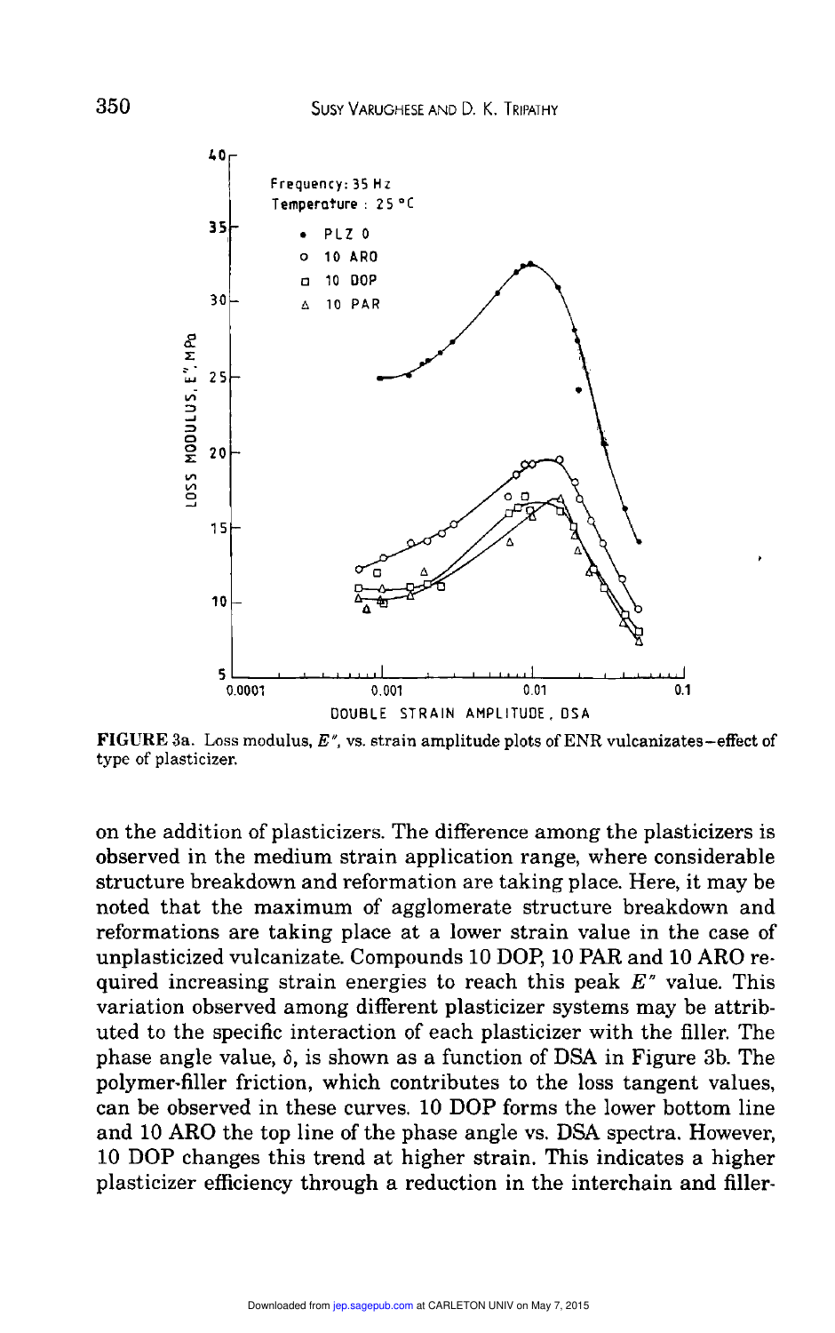FIGURE 3a. Loss modulus, $E''$, vs. strain amplitude plots of ENR vulcanizates—effect of type of plasticizer.

on the addition of plasticizers. The difference among the plasticizers is observed in the medium strain application range, where considerable structure breakdown and reformation are taking place. Here, it may be noted that the maximum of agglomerate structure breakdown and reformations are taking place at a lower strain value in the case of unplasticized vulcanizate. Compounds 10 DOP, 10 PAR and 10 ARO required increasing strain energies to reach this peak $E''$ value. This variation observed among different plasticizer systems may be attributed to the specific interaction of each plasticizer with the filler. The phase angle value, $\delta$, is shown as a function of DSA in Figure 3b. The polymer-filler friction, which contributes to the loss tangent values, can be observed in these curves. 10 DOP forms the lower bottom line and 10 ARO the top line of the phase angle vs. DSA spectra. However, 10 DOP changes this trend at higher strain. This indicates a higher plasticizer efficiency through a reduction in the interchain and filler-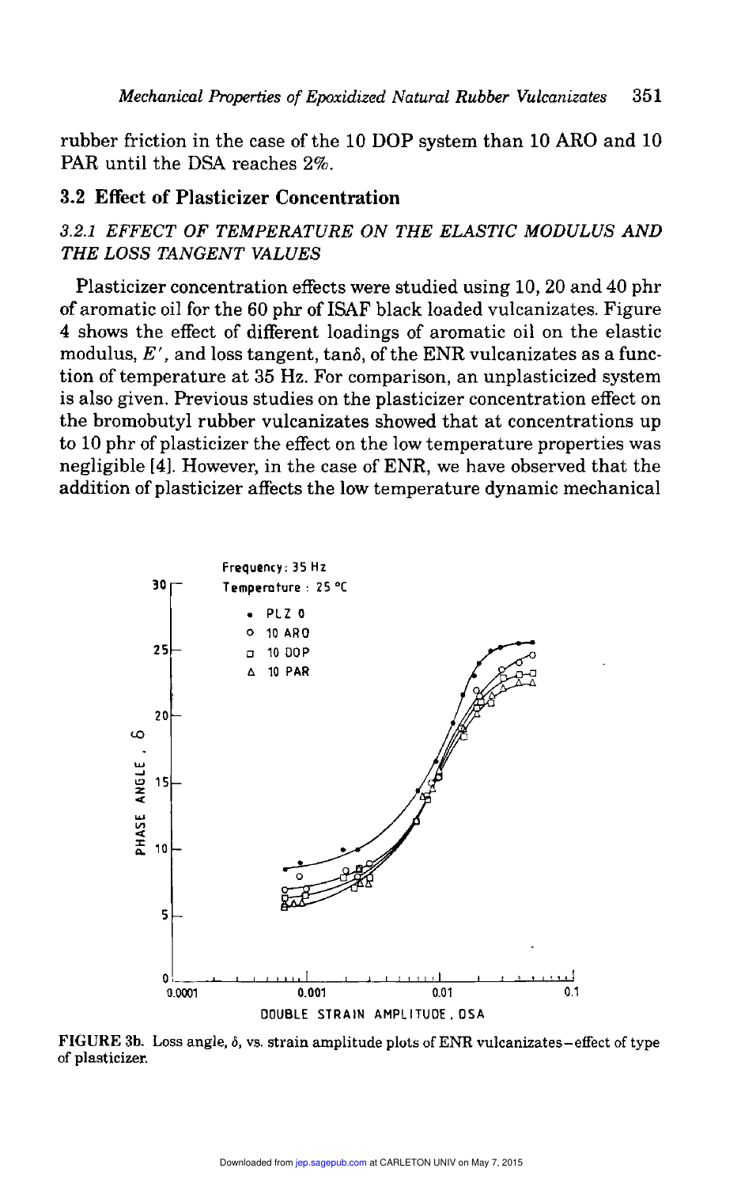rubber friction in the case of the 10 DOP system than 10 ARO and 10 PAR until the DSA reaches 2%.

## 3.2 Effect of Plasticizer Concentration

### *3.2.1 EFFECT OF TEMPERATURE ON THE ELASTIC MODULUS AND THE LOSS TANGENT VALUES*

Plasticizer concentration effects were studied using 10, 20 and 40 phr of aromatic oil for the 60 phr of ISAF black loaded vulcanizates. Figure 4 shows the effect of different loadings of aromatic oil on the elastic modulus, $E'$, and loss tangent, $\tan\delta$, of the ENR vulcanizates as a function of temperature at 35 Hz. For comparison, an unplasticized system is also given. Previous studies on the plasticizer concentration effect on the bromobutyl rubber vulcanizates showed that at concentrations up to 10 phr of plasticizer the effect on the low temperature properties was negligible [4]. However, in the case of ENR, we have observed that the addition of plasticizer affects the low temperature dynamic mechanical

**FIGURE 3b.** Loss angle, $\delta$, vs. strain amplitude plots of ENR vulcanizates—effect of type of plasticizer.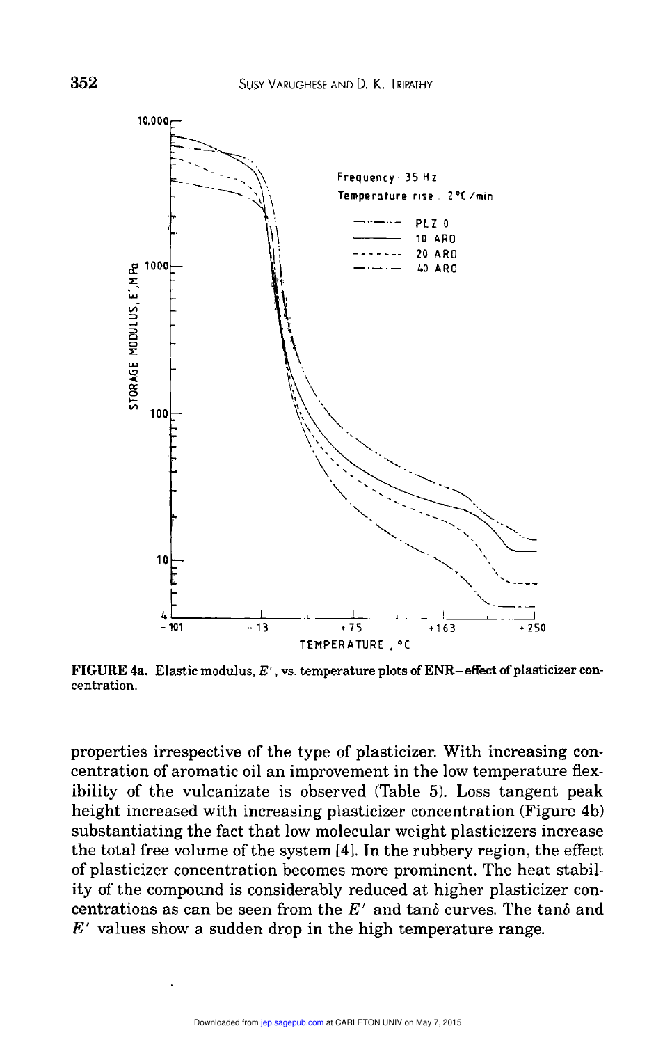**FIGURE 4a.** Elastic modulus, $E'$, vs. temperature plots of ENR–effect of plasticizer concentration.

properties irrespective of the type of plasticizer. With increasing concentration of aromatic oil an improvement in the low temperature flexibility of the vulcanizate is observed (Table 5). Loss tangent peak height increased with increasing plasticizer concentration (Figure 4b) substantiating the fact that low molecular weight plasticizers increase the total free volume of the system [4]. In the rubbery region, the effect of plasticizer concentration becomes more prominent. The heat stability of the compound is considerably reduced at higher plasticizer concentrations as can be seen from the $E'$ and $\tan\delta$ curves. The $\tan\delta$ and $E'$ values show a sudden drop in the high temperature range.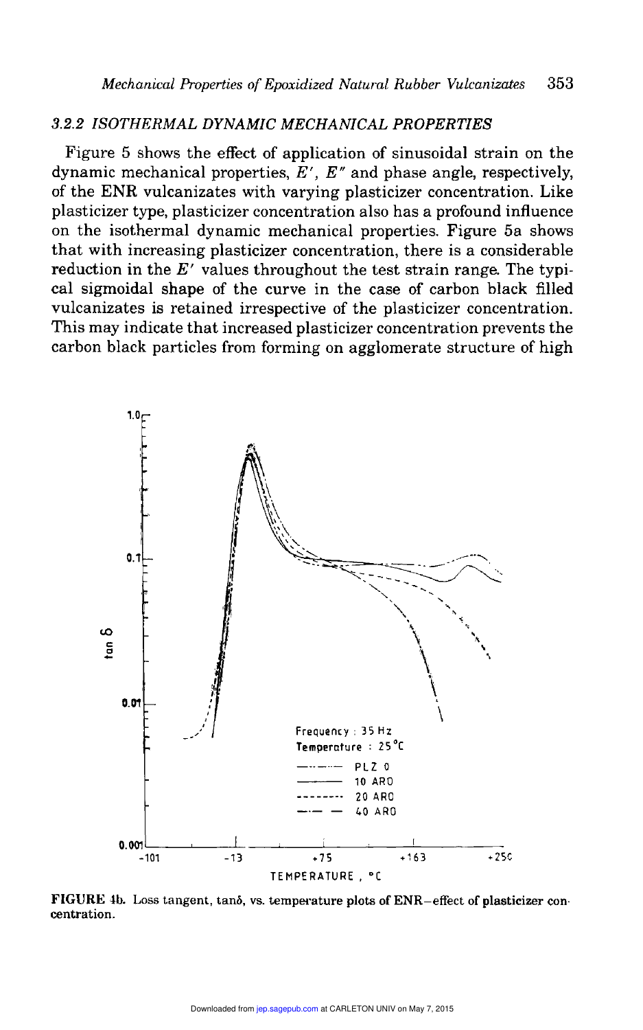### 3.2.2 ISOTHERMAL DYNAMIC MECHANICAL PROPERTIES

Figure 5 shows the effect of application of sinusoidal strain on the dynamic mechanical properties, $E'$, $E''$ and phase angle, respectively, of the ENR vulcanizates with varying plasticizer concentration. Like plasticizer type, plasticizer concentration also has a profound influence on the isothermal dynamic mechanical properties. Figure 5a shows that with increasing plasticizer concentration, there is a considerable reduction in the $E'$ values throughout the test strain range. The typical sigmoidal shape of the curve in the case of carbon black filled vulcanizates is retained irrespective of the plasticizer concentration. This may indicate that increased plasticizer concentration prevents the carbon black particles from forming on agglomerate structure of high

**FIGURE 4b.** Loss tangent, tanδ, vs. temperature plots of ENR—effect of plasticizer concentration.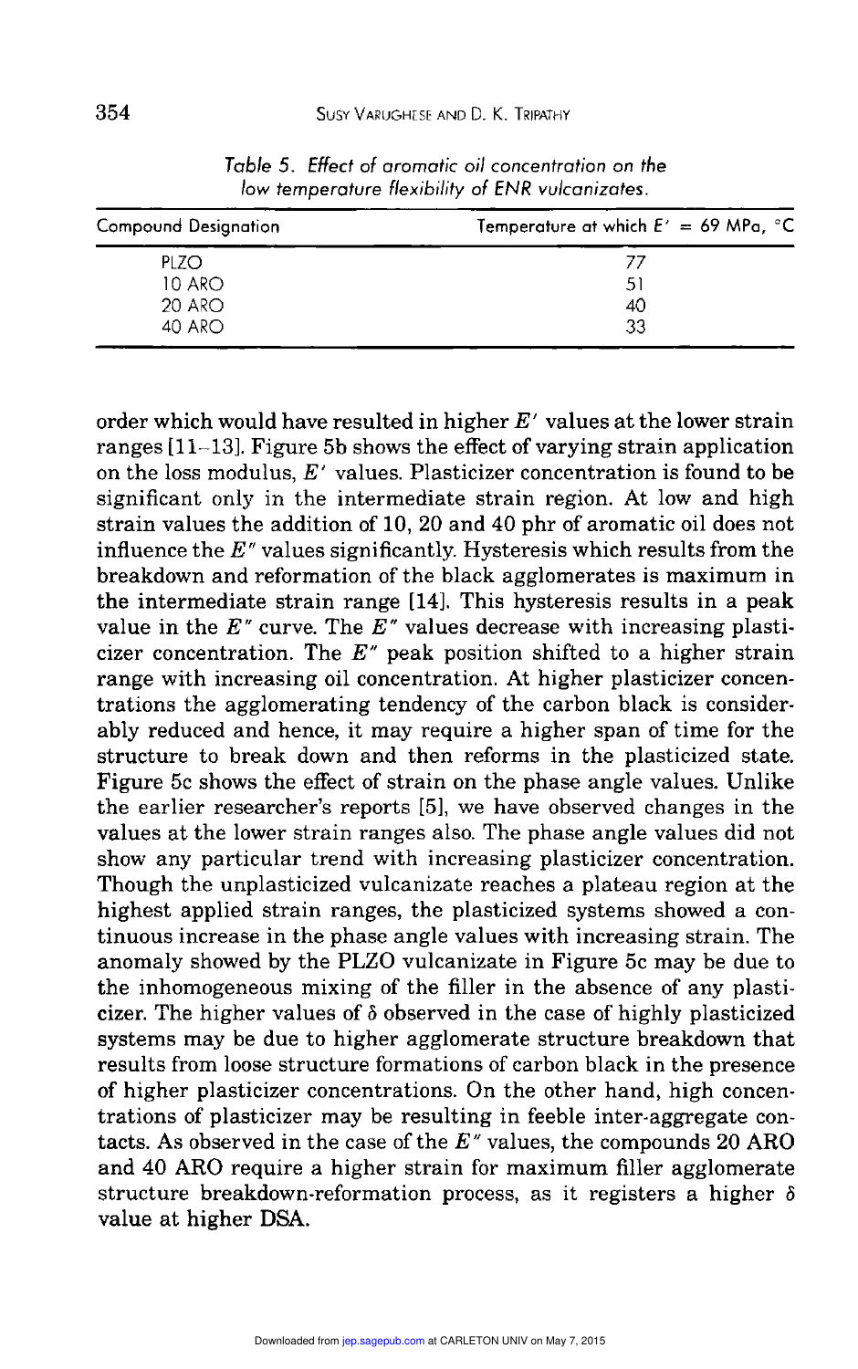*Table 5. Effect of aromatic oil concentration on the low temperature flexibility of ENR vulcanizates.*

| Compound Designation | Temperature at which $E' = 69$ MPa, °C |
|---|---|
| PLZO | 77 |
| 10 ARO | 51 |
| 20 ARO | 40 |
| 40 ARO | 33 |

order which would have resulted in higher $E'$ values at the lower strain ranges [11–13]. Figure 5b shows the effect of varying strain application on the loss modulus, $E'$ values. Plasticizer concentration is found to be significant only in the intermediate strain region. At low and high strain values the addition of 10, 20 and 40 phr of aromatic oil does not influence the $E''$ values significantly. Hysteresis which results from the breakdown and reformation of the black agglomerates is maximum in the intermediate strain range [14]. This hysteresis results in a peak value in the $E''$ curve. The $E''$ values decrease with increasing plasticizer concentration. The $E''$ peak position shifted to a higher strain range with increasing oil concentration. At higher plasticizer concentrations the agglomerating tendency of the carbon black is considerably reduced and hence, it may require a higher span of time for the structure to break down and then reforms in the plasticized state. Figure 5c shows the effect of strain on the phase angle values. Unlike the earlier researcher's reports [5], we have observed changes in the values at the lower strain ranges also. The phase angle values did not show any particular trend with increasing plasticizer concentration. Though the unplasticized vulcanizate reaches a plateau region at the highest applied strain ranges, the plasticized systems showed a continuous increase in the phase angle values with increasing strain. The anomaly showed by the PLZO vulcanizate in Figure 5c may be due to the inhomogeneous mixing of the filler in the absence of any plasticizer. The higher values of $\delta$ observed in the case of highly plasticized systems may be due to higher agglomerate structure breakdown that results from loose structure formations of carbon black in the presence of higher plasticizer concentrations. On the other hand, high concentrations of plasticizer may be resulting in feeble inter-aggregate contacts. As observed in the case of the $E''$ values, the compounds 20 ARO and 40 ARO require a higher strain for maximum filler agglomerate structure breakdown-reformation process, as it registers a higher $\delta$ value at higher DSA.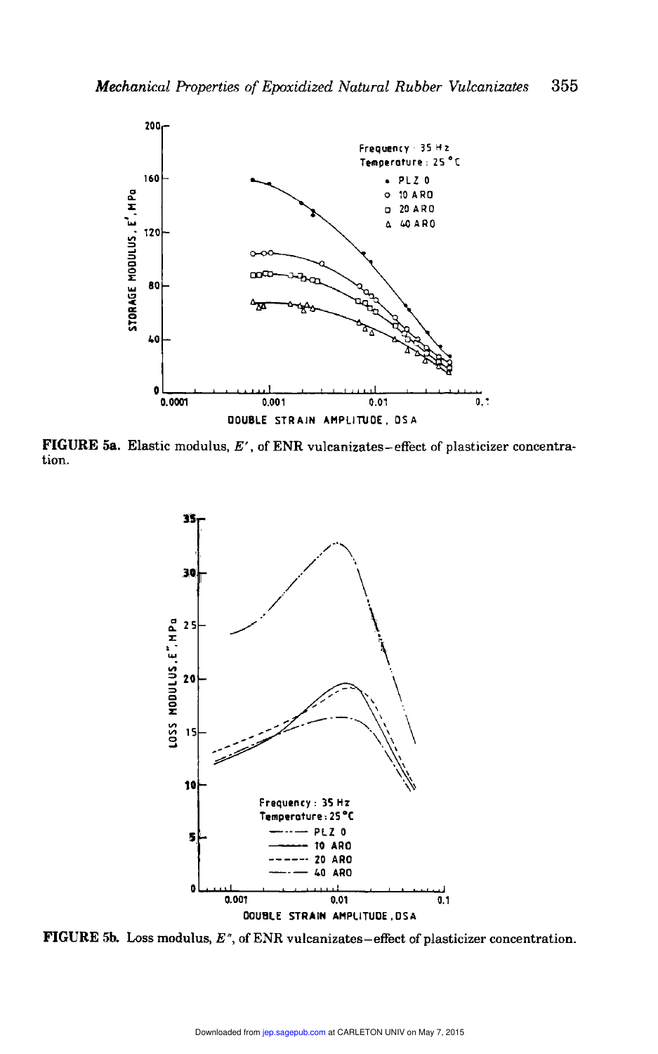FIGURE 5a. Elastic modulus, $E'$, of ENR vulcanizates–effect of plasticizer concentration.

FIGURE 5b. Loss modulus, $E''$, of ENR vulcanizates–effect of plasticizer concentration.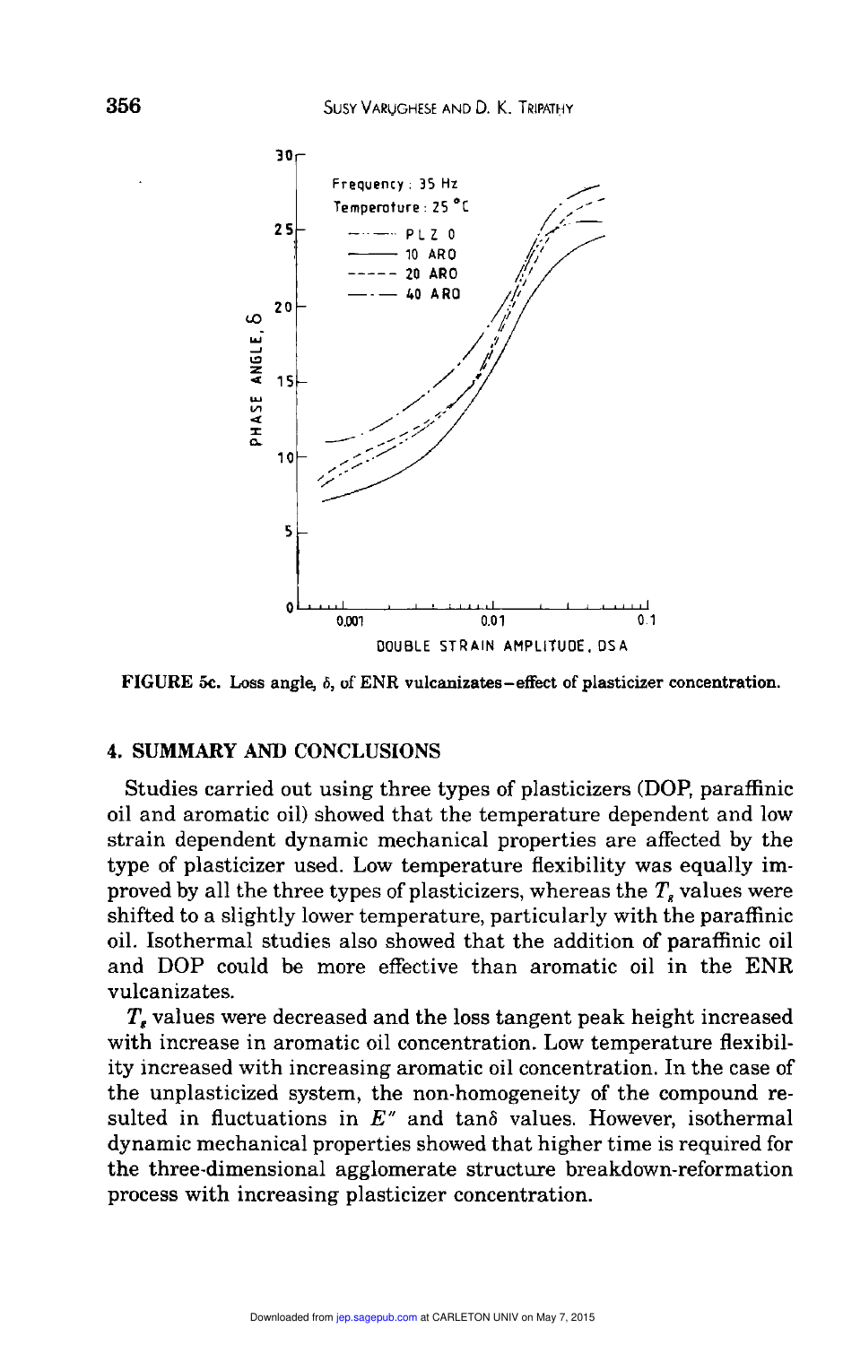FIGURE 5c. Loss angle, $\delta$, of ENR vulcanizates—effect of plasticizer concentration.

## 4. SUMMARY AND CONCLUSIONS

Studies carried out using three types of plasticizers (DOP, paraffinic oil and aromatic oil) showed that the temperature dependent and low strain dependent dynamic mechanical properties are affected by the type of plasticizer used. Low temperature flexibility was equally improved by all the three types of plasticizers, whereas the $T_g$ values were shifted to a slightly lower temperature, particularly with the paraffinic oil. Isothermal studies also showed that the addition of paraffinic oil and DOP could be more effective than aromatic oil in the ENR vulcanizates.

$T_g$ values were decreased and the loss tangent peak height increased with increase in aromatic oil concentration. Low temperature flexibility increased with increasing aromatic oil concentration. In the case of the unplasticized system, the non-homogeneity of the compound resulted in fluctuations in $E''$ and $\tan\delta$ values. However, isothermal dynamic mechanical properties showed that higher time is required for the three-dimensional agglomerate structure breakdown-reformation process with increasing plasticizer concentration.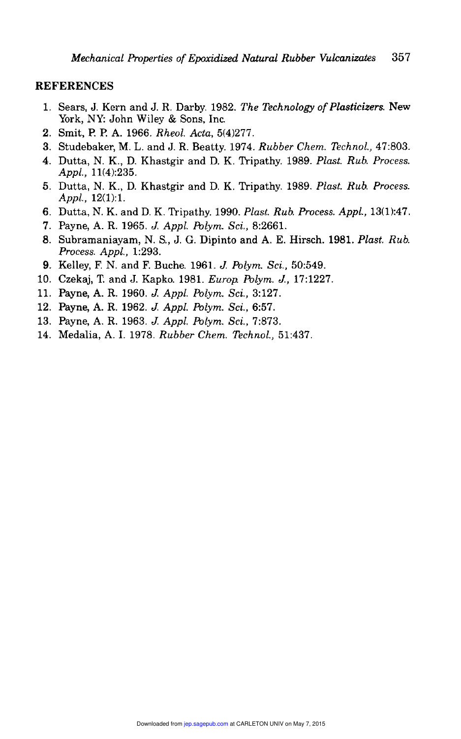## REFERENCES

1. Sears, J. Kern and J. R. Darby. 1982. *The Technology of Plasticizers.* New York, NY: John Wiley & Sons, Inc.
2. Smit, P. P. A. 1966. *Rheol. Acta,* 5(4)277.
3. Studebaker, M. L. and J. R. Beatty. 1974. *Rubber Chem. Technol.,* 47:803.
4. Dutta, N. K., D. Khastgir and D. K. Tripathy. 1989. *Plast. Rub. Process. Appl.,* 11(4):235.
5. Dutta, N. K., D. Khastgir and D. K. Tripathy. 1989. *Plast. Rub. Process. Appl.,* 12(1):1.
6. Dutta, N. K. and D. K. Tripathy. 1990. *Plast. Rub. Process. Appl.,* 13(1):47.
7. Payne, A. R. 1965. *J. Appl. Polym. Sci.,* 8:2661.
8. Subramaniayam, N. S., J. G. Dipinto and A. E. Hirsch. 1981. *Plast. Rub. Process. Appl.,* 1:293.
9. Kelley, F. N. and F. Buche. 1961. *J. Polym. Sci.,* 50:549.
10. Czekaj, T. and J. Kapko. 1981. *Europ. Polym. J.,* 17:1227.
11. Payne, A. R. 1960. *J. Appl. Polym. Sci.,* 3:127.
12. Payne, A. R. 1962. *J. Appl. Polym. Sci.,* 6:57.
13. Payne, A. R. 1963. *J. Appl. Polym. Sci.,* 7:873.
14. Medalia, A. I. 1978. *Rubber Chem. Technol.,* 51:437.